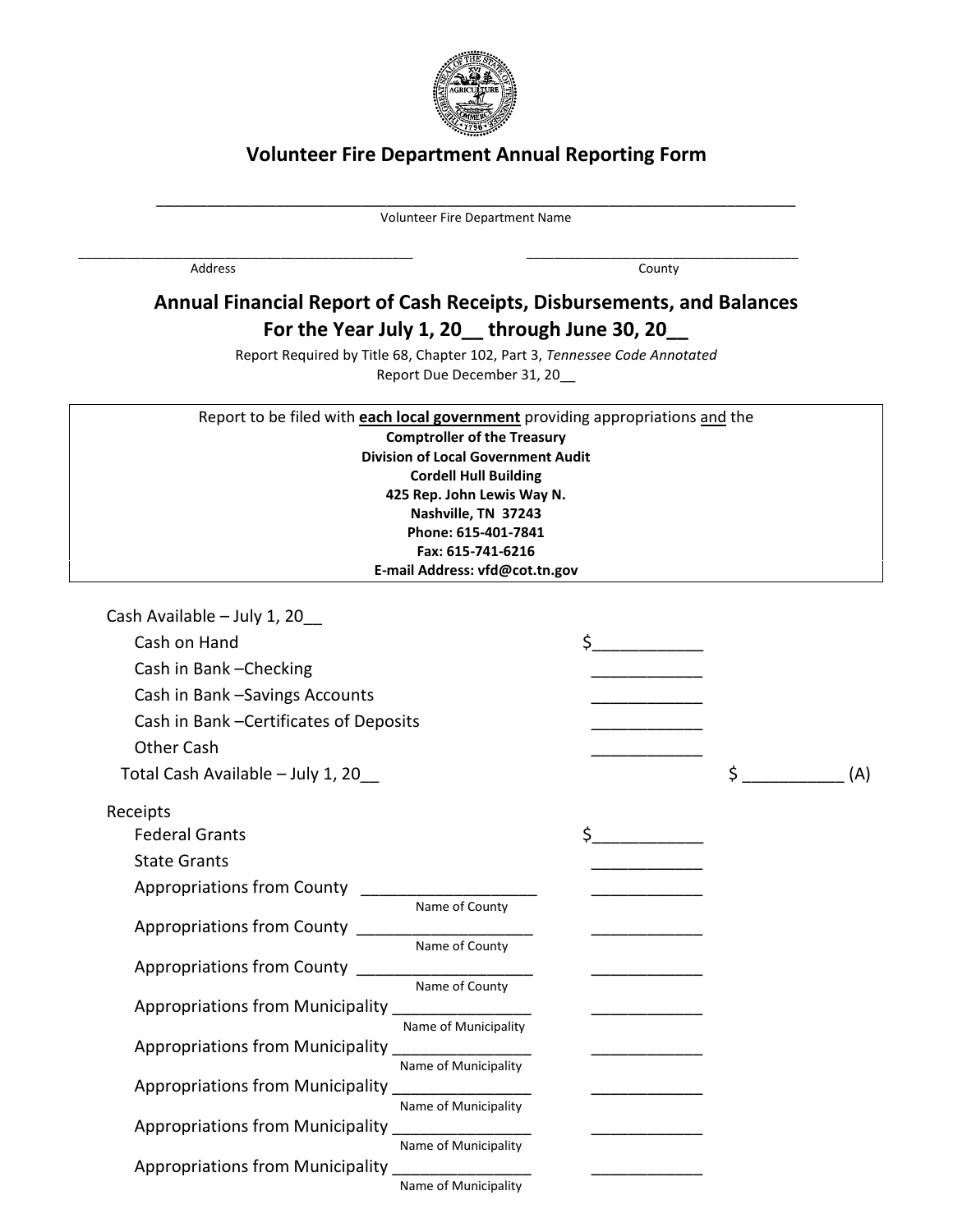# Volunteer Fire Department Annual Reporting Form

\_\_\_\_\_\_\_\_\_\_\_\_\_\_\_\_\_\_\_\_\_\_\_\_\_\_\_\_\_\_\_\_\_\_\_\_\_\_\_\_\_\_\_\_\_\_\_\_\_\_\_\_\_\_\_\_\_\_\_\_\_\_

Volunteer Fire Department Name

\_\_\_\_\_\_\_\_\_\_\_\_\_\_\_\_\_\_\_\_\_\_\_\_\_\_\_\_\_\_\_\_\_\_\_ \_\_\_\_\_\_\_\_\_\_\_\_\_\_\_\_\_\_\_\_\_\_\_\_\_\_\_\_\_\_

Address County

## Annual Financial Report of Cash Receipts, Disbursements, and Balances
## For the Year July 1, 20__ through June 30, 20__

Report Required by Title 68, Chapter 102, Part 3, *Tennessee Code Annotated*
Report Due December 31, 20__

Report to be filed with **each local government** providing appropriations and the
**Comptroller of the Treasury**
**Division of Local Government Audit**
**Cordell Hull Building**
**425 Rep. John Lewis Way N.**
**Nashville, TN 37243**
**Phone: 615-401-7841**
**Fax: 615-741-6216**
**E-mail Address: vfd@cot.tn.gov**

| | | |
|---|---|---|
| Cash Available – July 1, 20__ | | |
| Cash on Hand | $\_\_\_\_\_\_\_\_\_\_ | |
| Cash in Bank –Checking | \_\_\_\_\_\_\_\_\_\_ | |
| Cash in Bank –Savings Accounts | \_\_\_\_\_\_\_\_\_\_ | |
| Cash in Bank –Certificates of Deposits | \_\_\_\_\_\_\_\_\_\_ | |
| Other Cash | \_\_\_\_\_\_\_\_\_\_ | |
| Total Cash Available – July 1, 20__ | | $ \_\_\_\_\_\_\_\_\_\_ (A) |
| Receipts | | |
| Federal Grants | $\_\_\_\_\_\_\_\_\_\_ | |
| State Grants | \_\_\_\_\_\_\_\_\_\_ | |
| Appropriations from County \_\_\_\_\_\_\_\_\_\_\_\_ (Name of County) | \_\_\_\_\_\_\_\_\_\_ | |
| Appropriations from County \_\_\_\_\_\_\_\_\_\_\_\_ (Name of County) | \_\_\_\_\_\_\_\_\_\_ | |
| Appropriations from County \_\_\_\_\_\_\_\_\_\_\_\_ (Name of County) | \_\_\_\_\_\_\_\_\_\_ | |
| Appropriations from Municipality \_\_\_\_\_\_\_\_\_\_\_\_ (Name of Municipality) | \_\_\_\_\_\_\_\_\_\_ | |
| Appropriations from Municipality \_\_\_\_\_\_\_\_\_\_\_\_ (Name of Municipality) | \_\_\_\_\_\_\_\_\_\_ | |
| Appropriations from Municipality \_\_\_\_\_\_\_\_\_\_\_\_ (Name of Municipality) | \_\_\_\_\_\_\_\_\_\_ | |
| Appropriations from Municipality \_\_\_\_\_\_\_\_\_\_\_\_ (Name of Municipality) | \_\_\_\_\_\_\_\_\_\_ | |
| Appropriations from Municipality \_\_\_\_\_\_\_\_\_\_\_\_ (Name of Municipality) | \_\_\_\_\_\_\_\_\_\_ | |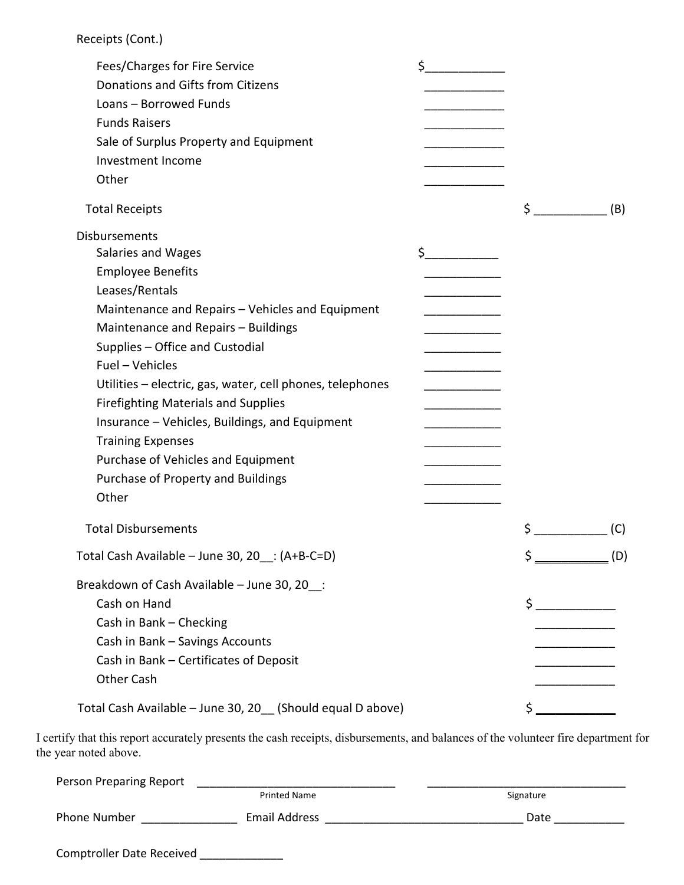Receipts (Cont.)

| | | |
|---|---|---|
| Fees/Charges for Fire Service | $____________ | |
| Donations and Gifts from Citizens | ____________ | |
| Loans – Borrowed Funds | ____________ | |
| Funds Raisers | ____________ | |
| Sale of Surplus Property and Equipment | ____________ | |
| Investment Income | ____________ | |
| Other | ____________ | |
| Total Receipts | | $ ___________ (B) |

Disbursements

| | | |
|---|---|---|
| Salaries and Wages | $___________ | |
| Employee Benefits | ___________ | |
| Leases/Rentals | ___________ | |
| Maintenance and Repairs – Vehicles and Equipment | ___________ | |
| Maintenance and Repairs – Buildings | ___________ | |
| Supplies – Office and Custodial | ___________ | |
| Fuel – Vehicles | ___________ | |
| Utilities – electric, gas, water, cell phones, telephones | ___________ | |
| Firefighting Materials and Supplies | ___________ | |
| Insurance – Vehicles, Buildings, and Equipment | ___________ | |
| Training Expenses | ___________ | |
| Purchase of Vehicles and Equipment | ___________ | |
| Purchase of Property and Buildings | ___________ | |
| Other | ___________ | |
| Total Disbursements | | $ ___________ (C) |

Total Cash Available – June 30, 20__: (A+B-C=D) $ ___________ (D)

Breakdown of Cash Available – June 30, 20__:

| | |
|---|---|
| Cash on Hand | $ ____________ |
| Cash in Bank – Checking | ____________ |
| Cash in Bank – Savings Accounts | ____________ |
| Cash in Bank – Certificates of Deposit | ____________ |
| Other Cash | ____________ |

Total Cash Available – June 30, 20__ (Should equal D above) $ ____________

I certify that this report accurately presents the cash receipts, disbursements, and balances of the volunteer fire department for the year noted above.

Person Preparing Report ________________________________ ________________________________

Printed Name Signature

Phone Number _______________ Email Address ________________________________ Date ___________

Comptroller Date Received _____________